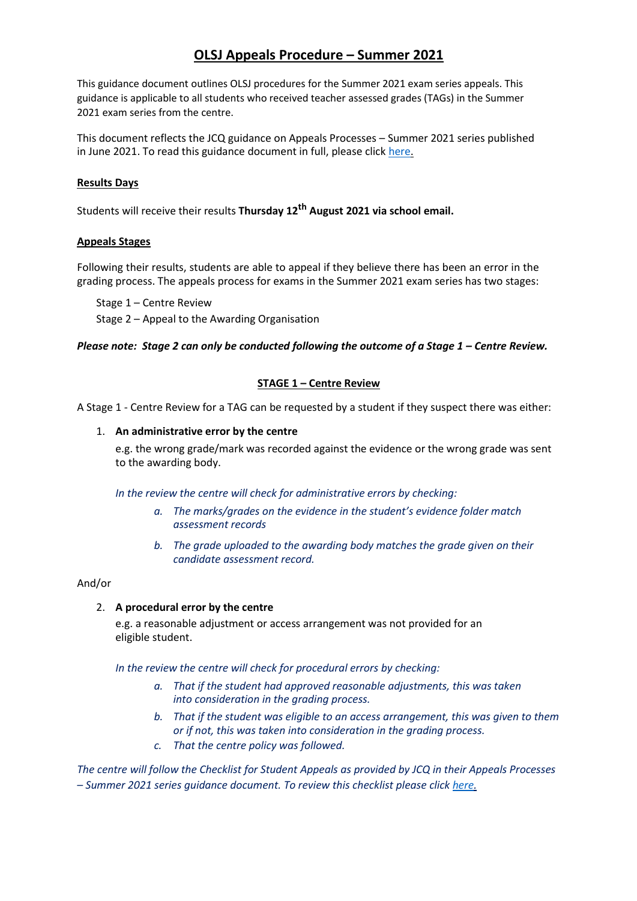# OLSJ Appeals Procedure – Summer 2021

This guidance document outlines OLSJ procedures for the Summer 2021 exam series appeals. This guidance is applicable to all students who received teacher assessed grades (TAGs) in the Summer 2021 exam series from the centre.

This document reflects the JCQ guidance on Appeals Processes – Summer 2021 series published in June 2021. To read this guidance document in full, please click [here.](#)

## Results Days

Students will receive their results **Thursday 12th August 2021 via school email.**

## Appeals Stages

Following their results, students are able to appeal if they believe there has been an error in the grading process. The appeals process for exams in the Summer 2021 exam series has two stages:

Stage 1 – Centre Review
Stage 2 – Appeal to the Awarding Organisation

***Please note: Stage 2 can only be conducted following the outcome of a Stage 1 – Centre Review.***

## STAGE 1 – Centre Review

A Stage 1 - Centre Review for a TAG can be requested by a student if they suspect there was either:

1. **An administrative error by the centre**

   e.g. the wrong grade/mark was recorded against the evidence or the wrong grade was sent to the awarding body.

   *In the review the centre will check for administrative errors by checking:*

   a. *The marks/grades on the evidence in the student's evidence folder match assessment records*
   b. *The grade uploaded to the awarding body matches the grade given on their candidate assessment record.*

And/or

2. **A procedural error by the centre**

   e.g. a reasonable adjustment or access arrangement was not provided for an eligible student.

   *In the review the centre will check for procedural errors by checking:*

   a. *That if the student had approved reasonable adjustments, this was taken into consideration in the grading process.*
   b. *That if the student was eligible to an access arrangement, this was given to them or if not, this was taken into consideration in the grading process.*
   c. *That the centre policy was followed.*

*The centre will follow the Checklist for Student Appeals as provided by JCQ in their Appeals Processes – Summer 2021 series guidance document. To review this checklist please click [here.](#)*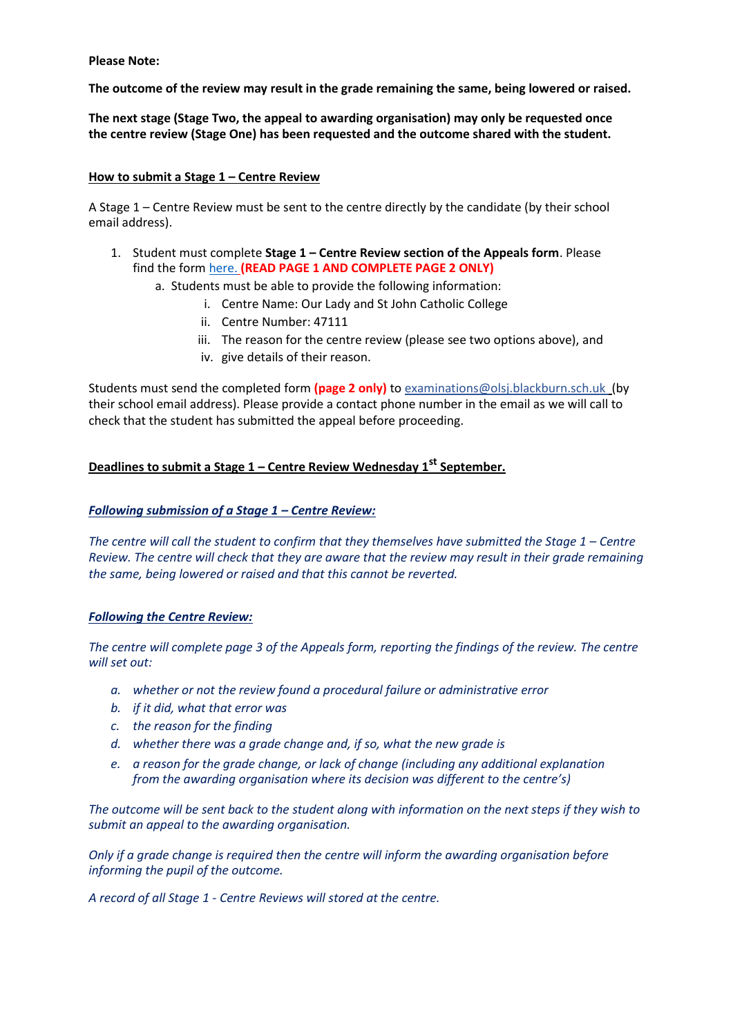**Please Note:**

**The outcome of the review may result in the grade remaining the same, being lowered or raised.**

**The next stage (Stage Two, the appeal to awarding organisation) may only be requested once the centre review (Stage One) has been requested and the outcome shared with the student.**

**How to submit a Stage 1 – Centre Review**

A Stage 1 – Centre Review must be sent to the centre directly by the candidate (by their school email address).

1. Student must complete **Stage 1 – Centre Review section of the Appeals form**. Please find the form here. **(READ PAGE 1 AND COMPLETE PAGE 2 ONLY)**
   a. Students must be able to provide the following information:
      i. Centre Name: Our Lady and St John Catholic College
      ii. Centre Number: 47111
      iii. The reason for the centre review (please see two options above), and
      iv. give details of their reason.

Students must send the completed form **(page 2 only)** to examinations@olsj.blackburn.sch.uk (by their school email address). Please provide a contact phone number in the email as we will call to check that the student has submitted the appeal before proceeding.

**Deadlines to submit a Stage 1 – Centre Review Wednesday 1st September.**

***Following submission of a Stage 1 – Centre Review:***

*The centre will call the student to confirm that they themselves have submitted the Stage 1 – Centre Review. The centre will check that they are aware that the review may result in their grade remaining the same, being lowered or raised and that this cannot be reverted.*

***Following the Centre Review:***

*The centre will complete page 3 of the Appeals form, reporting the findings of the review. The centre will set out:*

*a. whether or not the review found a procedural failure or administrative error*
*b. if it did, what that error was*
*c. the reason for the finding*
*d. whether there was a grade change and, if so, what the new grade is*
*e. a reason for the grade change, or lack of change (including any additional explanation from the awarding organisation where its decision was different to the centre's)*

*The outcome will be sent back to the student along with information on the next steps if they wish to submit an appeal to the awarding organisation.*

*Only if a grade change is required then the centre will inform the awarding organisation before informing the pupil of the outcome.*

*A record of all Stage 1 - Centre Reviews will stored at the centre.*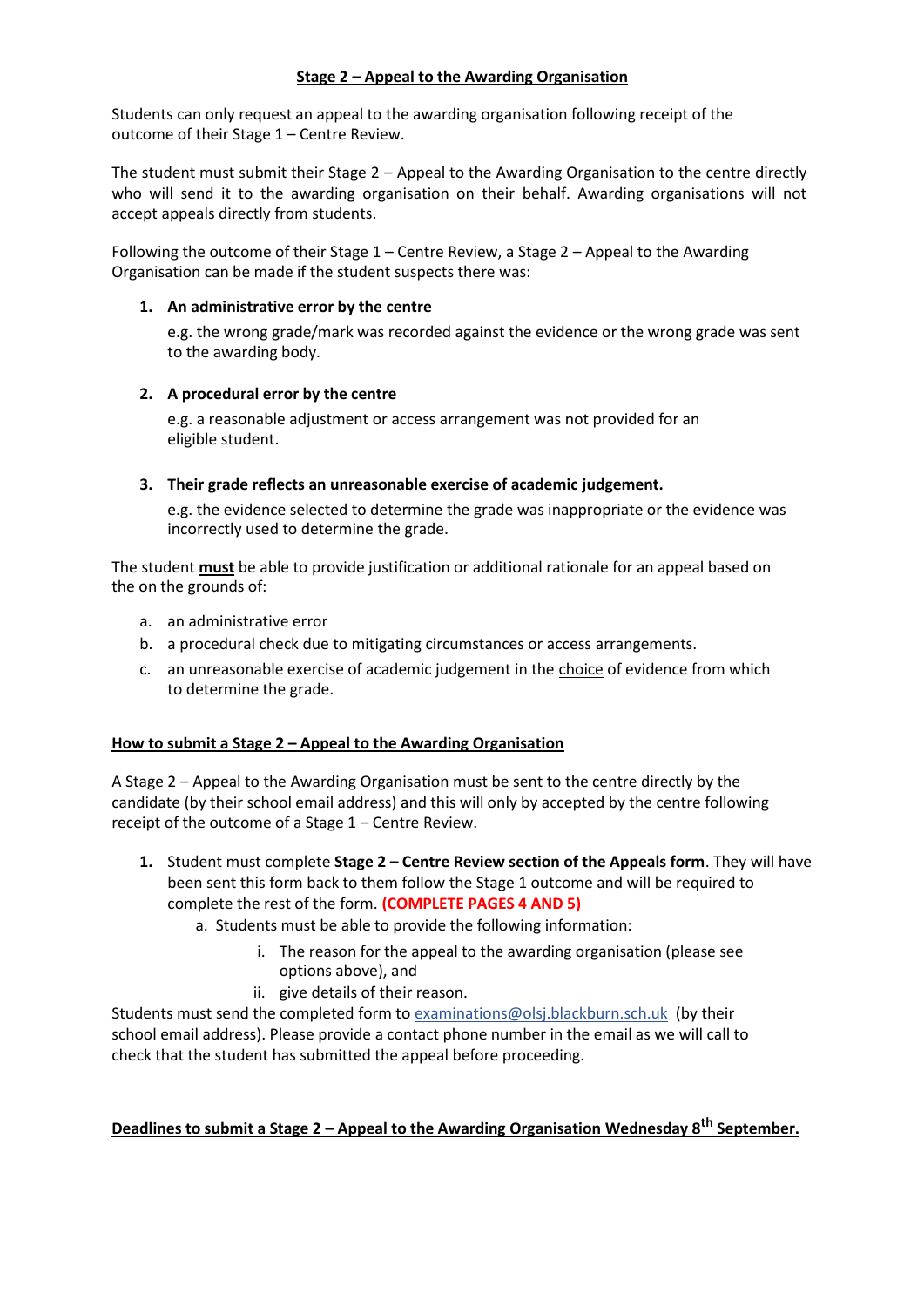## Stage 2 – Appeal to the Awarding Organisation

Students can only request an appeal to the awarding organisation following receipt of the outcome of their Stage 1 – Centre Review.

The student must submit their Stage 2 – Appeal to the Awarding Organisation to the centre directly who will send it to the awarding organisation on their behalf. Awarding organisations will not accept appeals directly from students.

Following the outcome of their Stage 1 – Centre Review, a Stage 2 – Appeal to the Awarding Organisation can be made if the student suspects there was:

1. **An administrative error by the centre**

   e.g. the wrong grade/mark was recorded against the evidence or the wrong grade was sent to the awarding body.

2. **A procedural error by the centre**

   e.g. a reasonable adjustment or access arrangement was not provided for an eligible student.

3. **Their grade reflects an unreasonable exercise of academic judgement.**

   e.g. the evidence selected to determine the grade was inappropriate or the evidence was incorrectly used to determine the grade.

The student **must** be able to provide justification or additional rationale for an appeal based on the on the grounds of:

a. an administrative error
b. a procedural check due to mitigating circumstances or access arrangements.
c. an unreasonable exercise of academic judgement in the choice of evidence from which to determine the grade.

### How to submit a Stage 2 – Appeal to the Awarding Organisation

A Stage 2 – Appeal to the Awarding Organisation must be sent to the centre directly by the candidate (by their school email address) and this will only by accepted by the centre following receipt of the outcome of a Stage 1 – Centre Review.

1. Student must complete **Stage 2 – Centre Review section of the Appeals form**. They will have been sent this form back to them follow the Stage 1 outcome and will be required to complete the rest of the form. **(COMPLETE PAGES 4 AND 5)**
   a. Students must be able to provide the following information:
      i. The reason for the appeal to the awarding organisation (please see options above), and
      ii. give details of their reason.

Students must send the completed form to examinations@olsj.blackburn.sch.uk (by their school email address). Please provide a contact phone number in the email as we will call to check that the student has submitted the appeal before proceeding.

**Deadlines to submit a Stage 2 – Appeal to the Awarding Organisation Wednesday 8th September.**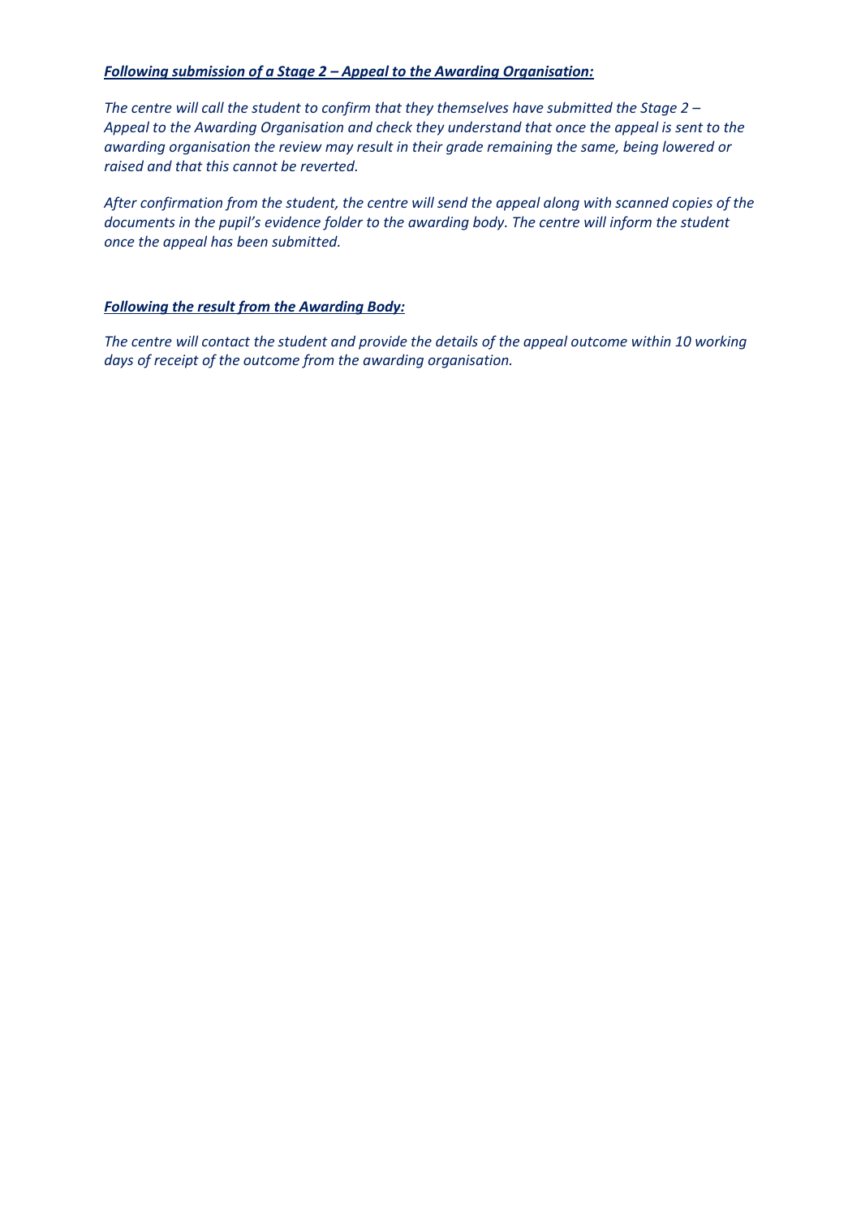***Following submission of a Stage 2 – Appeal to the Awarding Organisation:***

*The centre will call the student to confirm that they themselves have submitted the Stage 2 – Appeal to the Awarding Organisation and check they understand that once the appeal is sent to the awarding organisation the review may result in their grade remaining the same, being lowered or raised and that this cannot be reverted.*

*After confirmation from the student, the centre will send the appeal along with scanned copies of the documents in the pupil's evidence folder to the awarding body. The centre will inform the student once the appeal has been submitted.*

***Following the result from the Awarding Body:***

*The centre will contact the student and provide the details of the appeal outcome within 10 working days of receipt of the outcome from the awarding organisation.*